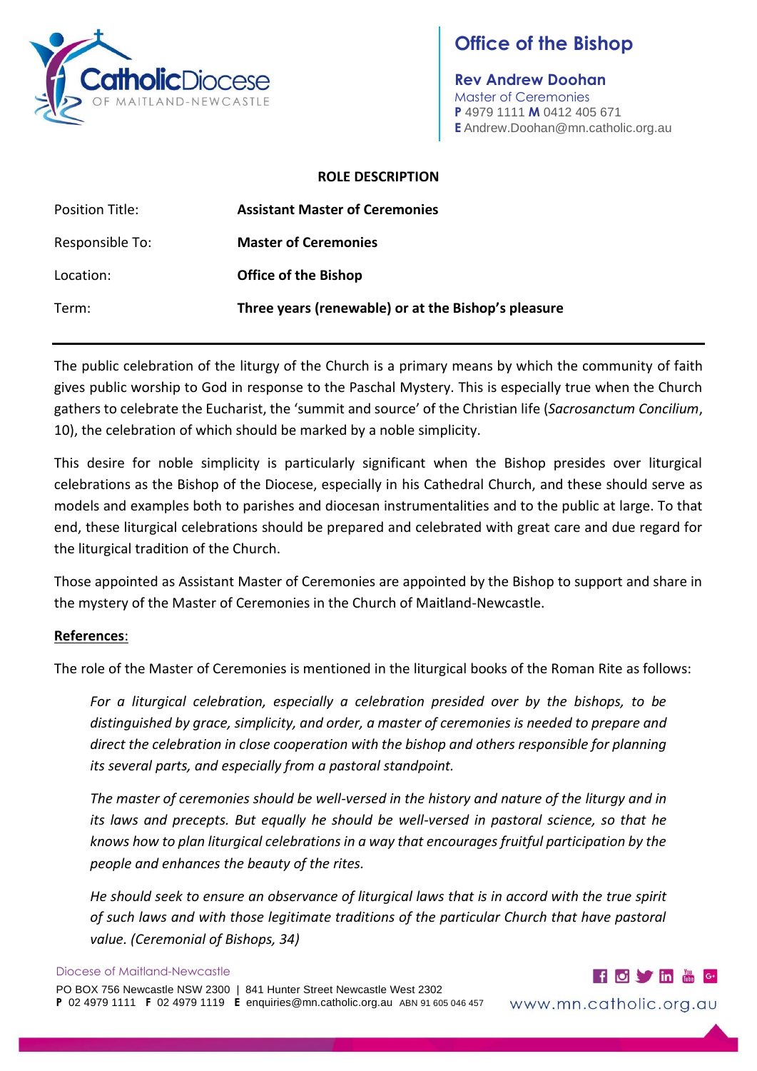# Office of the Bishop

**Rev Andrew Doohan**
Master of Ceremonies
**P** 4979 1111 **M** 0412 405 671
**E** Andrew.Doohan@mn.catholic.org.au

**ROLE DESCRIPTION**

| | |
|---|---|
| Position Title: | **Assistant Master of Ceremonies** |
| Responsible To: | **Master of Ceremonies** |
| Location: | **Office of the Bishop** |
| Term: | **Three years (renewable) or at the Bishop's pleasure** |

---

The public celebration of the liturgy of the Church is a primary means by which the community of faith gives public worship to God in response to the Paschal Mystery. This is especially true when the Church gathers to celebrate the Eucharist, the 'summit and source' of the Christian life (*Sacrosanctum Concilium*, 10), the celebration of which should be marked by a noble simplicity.

This desire for noble simplicity is particularly significant when the Bishop presides over liturgical celebrations as the Bishop of the Diocese, especially in his Cathedral Church, and these should serve as models and examples both to parishes and diocesan instrumentalities and to the public at large. To that end, these liturgical celebrations should be prepared and celebrated with great care and due regard for the liturgical tradition of the Church.

Those appointed as Assistant Master of Ceremonies are appointed by the Bishop to support and share in the mystery of the Master of Ceremonies in the Church of Maitland-Newcastle.

**References**:

The role of the Master of Ceremonies is mentioned in the liturgical books of the Roman Rite as follows:

> *For a liturgical celebration, especially a celebration presided over by the bishops, to be distinguished by grace, simplicity, and order, a master of ceremonies is needed to prepare and direct the celebration in close cooperation with the bishop and others responsible for planning its several parts, and especially from a pastoral standpoint.*
>
> *The master of ceremonies should be well-versed in the history and nature of the liturgy and in its laws and precepts. But equally he should be well-versed in pastoral science, so that he knows how to plan liturgical celebrations in a way that encourages fruitful participation by the people and enhances the beauty of the rites.*
>
> *He should seek to ensure an observance of liturgical laws that is in accord with the true spirit of such laws and with those legitimate traditions of the particular Church that have pastoral value. (Ceremonial of Bishops, 34)*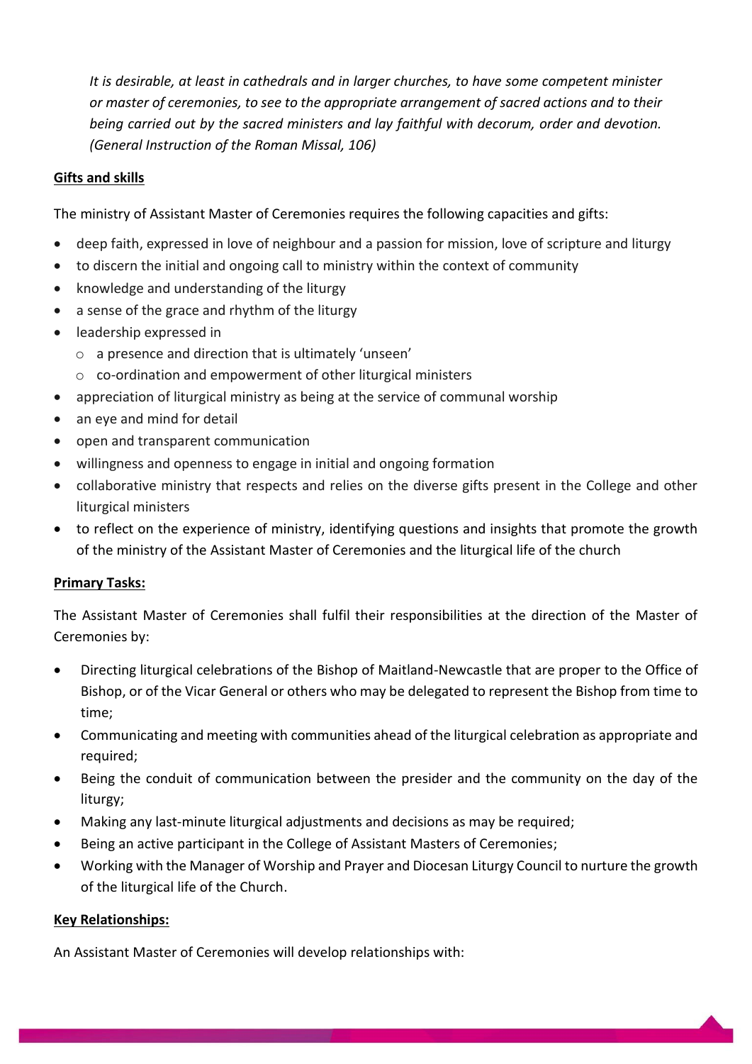*It is desirable, at least in cathedrals and in larger churches, to have some competent minister or master of ceremonies, to see to the appropriate arrangement of sacred actions and to their being carried out by the sacred ministers and lay faithful with decorum, order and devotion. (General Instruction of the Roman Missal, 106)*

**Gifts and skills**

The ministry of Assistant Master of Ceremonies requires the following capacities and gifts:

- deep faith, expressed in love of neighbour and a passion for mission, love of scripture and liturgy
- to discern the initial and ongoing call to ministry within the context of community
- knowledge and understanding of the liturgy
- a sense of the grace and rhythm of the liturgy
- leadership expressed in
  - a presence and direction that is ultimately 'unseen'
  - co-ordination and empowerment of other liturgical ministers
- appreciation of liturgical ministry as being at the service of communal worship
- an eye and mind for detail
- open and transparent communication
- willingness and openness to engage in initial and ongoing formation
- collaborative ministry that respects and relies on the diverse gifts present in the College and other liturgical ministers
- to reflect on the experience of ministry, identifying questions and insights that promote the growth of the ministry of the Assistant Master of Ceremonies and the liturgical life of the church

**Primary Tasks:**

The Assistant Master of Ceremonies shall fulfil their responsibilities at the direction of the Master of Ceremonies by:

- Directing liturgical celebrations of the Bishop of Maitland-Newcastle that are proper to the Office of Bishop, or of the Vicar General or others who may be delegated to represent the Bishop from time to time;
- Communicating and meeting with communities ahead of the liturgical celebration as appropriate and required;
- Being the conduit of communication between the presider and the community on the day of the liturgy;
- Making any last-minute liturgical adjustments and decisions as may be required;
- Being an active participant in the College of Assistant Masters of Ceremonies;
- Working with the Manager of Worship and Prayer and Diocesan Liturgy Council to nurture the growth of the liturgical life of the Church.

**Key Relationships:**

An Assistant Master of Ceremonies will develop relationships with: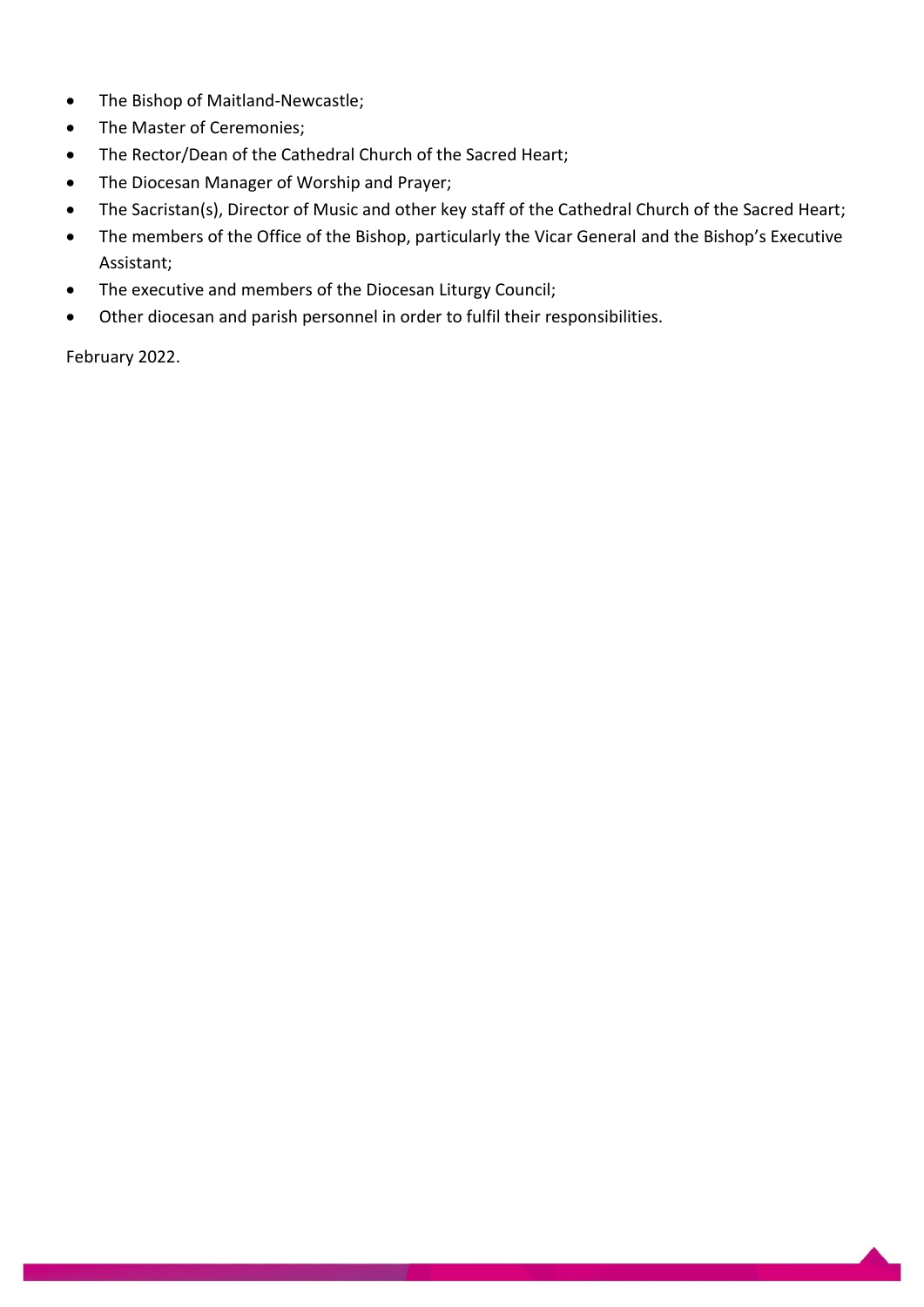- The Bishop of Maitland-Newcastle;
- The Master of Ceremonies;
- The Rector/Dean of the Cathedral Church of the Sacred Heart;
- The Diocesan Manager of Worship and Prayer;
- The Sacristan(s), Director of Music and other key staff of the Cathedral Church of the Sacred Heart;
- The members of the Office of the Bishop, particularly the Vicar General and the Bishop's Executive Assistant;
- The executive and members of the Diocesan Liturgy Council;
- Other diocesan and parish personnel in order to fulfil their responsibilities.

February 2022.